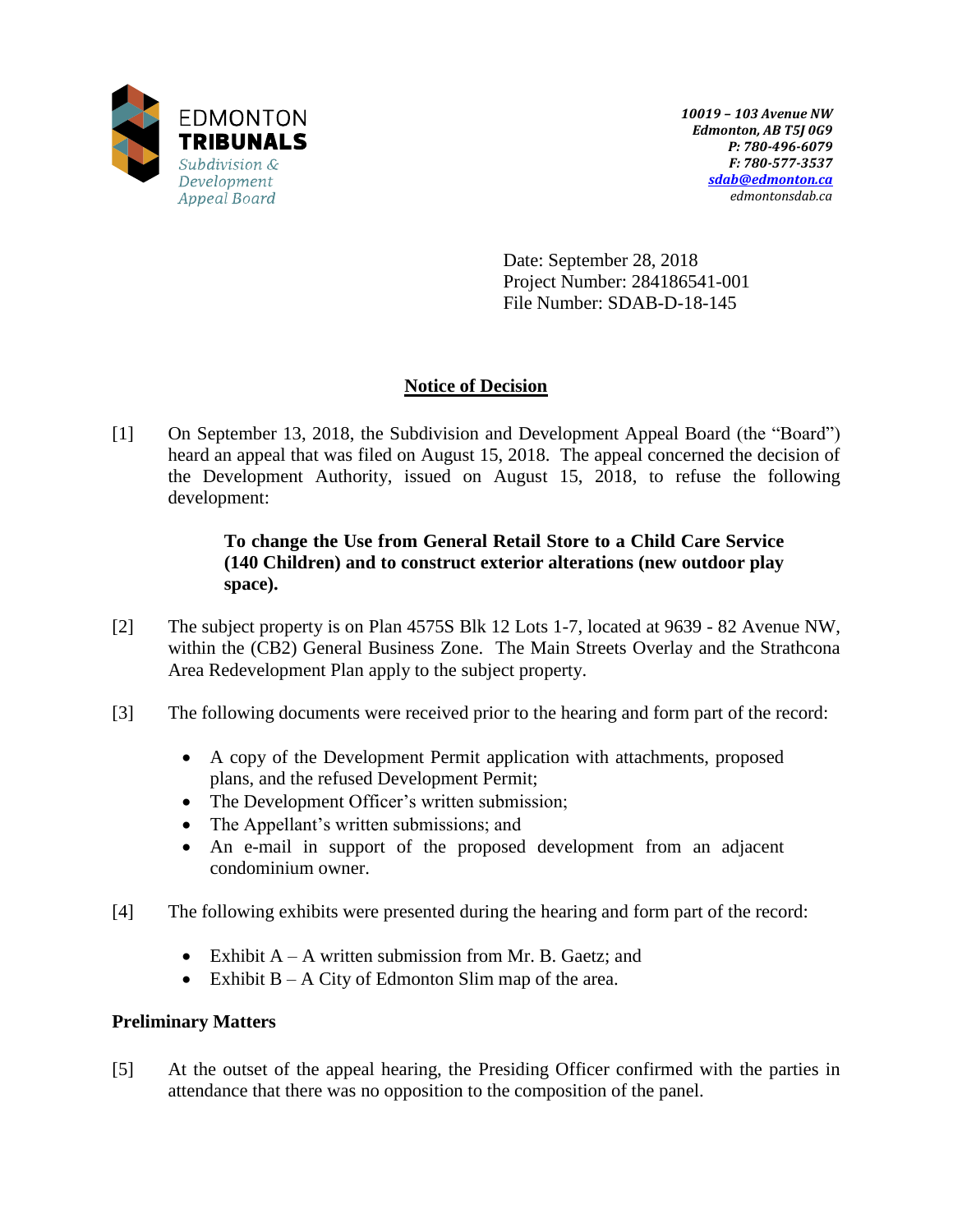EDMONTON
**TRIBUNALS**
*Subdivision & Development Appeal Board*

***10019 – 103 Avenue NW***
***Edmonton, AB T5J 0G9***
***P: 780-496-6079***
***F: 780-577-3537***
***sdab@edmonton.ca***
*edmontonsdab.ca*

Date: September 28, 2018
Project Number: 284186541-001
File Number: SDAB-D-18-145

## Notice of Decision

[1] On September 13, 2018, the Subdivision and Development Appeal Board (the "Board") heard an appeal that was filed on August 15, 2018. The appeal concerned the decision of the Development Authority, issued on August 15, 2018, to refuse the following development:

> **To change the Use from General Retail Store to a Child Care Service (140 Children) and to construct exterior alterations (new outdoor play space).**

[2] The subject property is on Plan 4575S Blk 12 Lots 1-7, located at 9639 - 82 Avenue NW, within the (CB2) General Business Zone. The Main Streets Overlay and the Strathcona Area Redevelopment Plan apply to the subject property.

[3] The following documents were received prior to the hearing and form part of the record:

- A copy of the Development Permit application with attachments, proposed plans, and the refused Development Permit;
- The Development Officer's written submission;
- The Appellant's written submissions; and
- An e-mail in support of the proposed development from an adjacent condominium owner.

[4] The following exhibits were presented during the hearing and form part of the record:

- Exhibit A – A written submission from Mr. B. Gaetz; and
- Exhibit B – A City of Edmonton Slim map of the area.

### Preliminary Matters

[5] At the outset of the appeal hearing, the Presiding Officer confirmed with the parties in attendance that there was no opposition to the composition of the panel.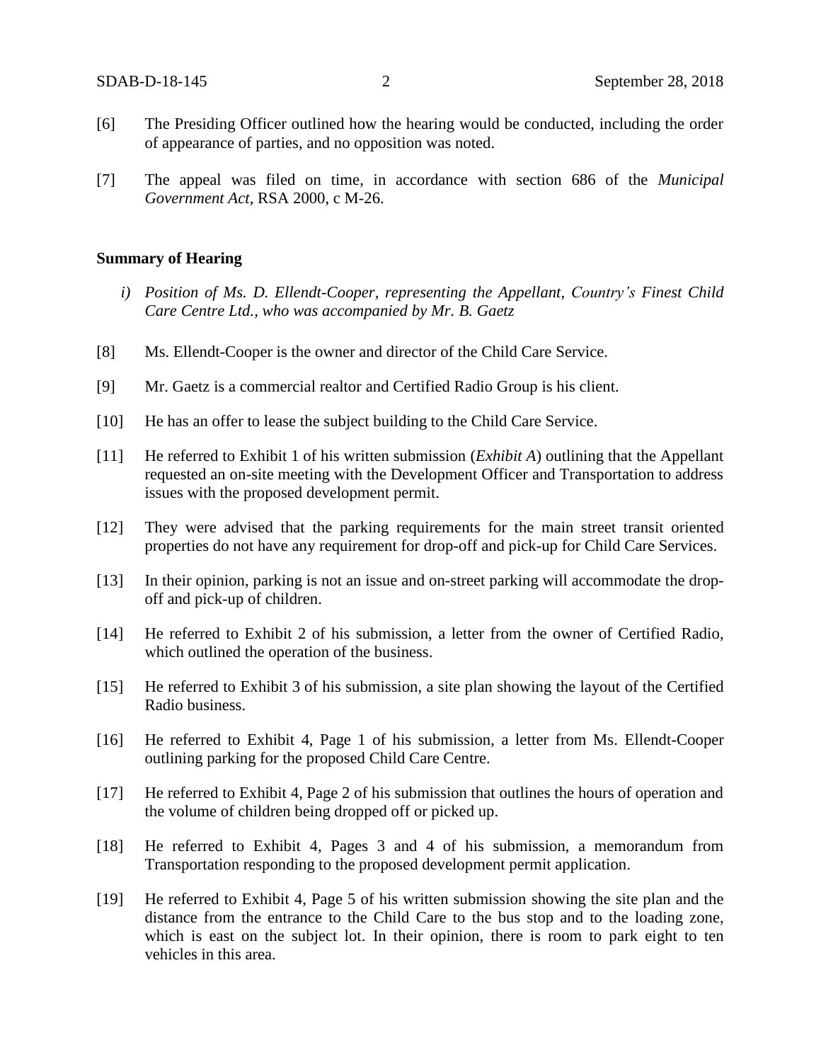[6] The Presiding Officer outlined how the hearing would be conducted, including the order of appearance of parties, and no opposition was noted.

[7] The appeal was filed on time, in accordance with section 686 of the *Municipal Government Act*, RSA 2000, c M-26.

**Summary of Hearing**

*i) Position of Ms. D. Ellendt-Cooper, representing the Appellant, Country's Finest Child Care Centre Ltd., who was accompanied by Mr. B. Gaetz*

[8] Ms. Ellendt-Cooper is the owner and director of the Child Care Service.

[9] Mr. Gaetz is a commercial realtor and Certified Radio Group is his client.

[10] He has an offer to lease the subject building to the Child Care Service.

[11] He referred to Exhibit 1 of his written submission (*Exhibit A*) outlining that the Appellant requested an on-site meeting with the Development Officer and Transportation to address issues with the proposed development permit.

[12] They were advised that the parking requirements for the main street transit oriented properties do not have any requirement for drop-off and pick-up for Child Care Services.

[13] In their opinion, parking is not an issue and on-street parking will accommodate the drop-off and pick-up of children.

[14] He referred to Exhibit 2 of his submission, a letter from the owner of Certified Radio, which outlined the operation of the business.

[15] He referred to Exhibit 3 of his submission, a site plan showing the layout of the Certified Radio business.

[16] He referred to Exhibit 4, Page 1 of his submission, a letter from Ms. Ellendt-Cooper outlining parking for the proposed Child Care Centre.

[17] He referred to Exhibit 4, Page 2 of his submission that outlines the hours of operation and the volume of children being dropped off or picked up.

[18] He referred to Exhibit 4, Pages 3 and 4 of his submission, a memorandum from Transportation responding to the proposed development permit application.

[19] He referred to Exhibit 4, Page 5 of his written submission showing the site plan and the distance from the entrance to the Child Care to the bus stop and to the loading zone, which is east on the subject lot. In their opinion, there is room to park eight to ten vehicles in this area.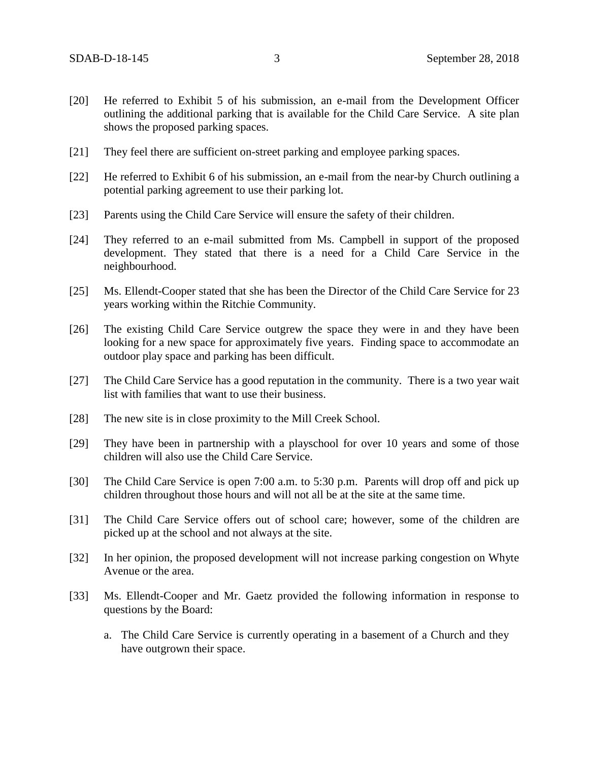[20] He referred to Exhibit 5 of his submission, an e-mail from the Development Officer outlining the additional parking that is available for the Child Care Service. A site plan shows the proposed parking spaces.

[21] They feel there are sufficient on-street parking and employee parking spaces.

[22] He referred to Exhibit 6 of his submission, an e-mail from the near-by Church outlining a potential parking agreement to use their parking lot.

[23] Parents using the Child Care Service will ensure the safety of their children.

[24] They referred to an e-mail submitted from Ms. Campbell in support of the proposed development. They stated that there is a need for a Child Care Service in the neighbourhood.

[25] Ms. Ellendt-Cooper stated that she has been the Director of the Child Care Service for 23 years working within the Ritchie Community.

[26] The existing Child Care Service outgrew the space they were in and they have been looking for a new space for approximately five years. Finding space to accommodate an outdoor play space and parking has been difficult.

[27] The Child Care Service has a good reputation in the community. There is a two year wait list with families that want to use their business.

[28] The new site is in close proximity to the Mill Creek School.

[29] They have been in partnership with a playschool for over 10 years and some of those children will also use the Child Care Service.

[30] The Child Care Service is open 7:00 a.m. to 5:30 p.m. Parents will drop off and pick up children throughout those hours and will not all be at the site at the same time.

[31] The Child Care Service offers out of school care; however, some of the children are picked up at the school and not always at the site.

[32] In her opinion, the proposed development will not increase parking congestion on Whyte Avenue or the area.

[33] Ms. Ellendt-Cooper and Mr. Gaetz provided the following information in response to questions by the Board:

a. The Child Care Service is currently operating in a basement of a Church and they have outgrown their space.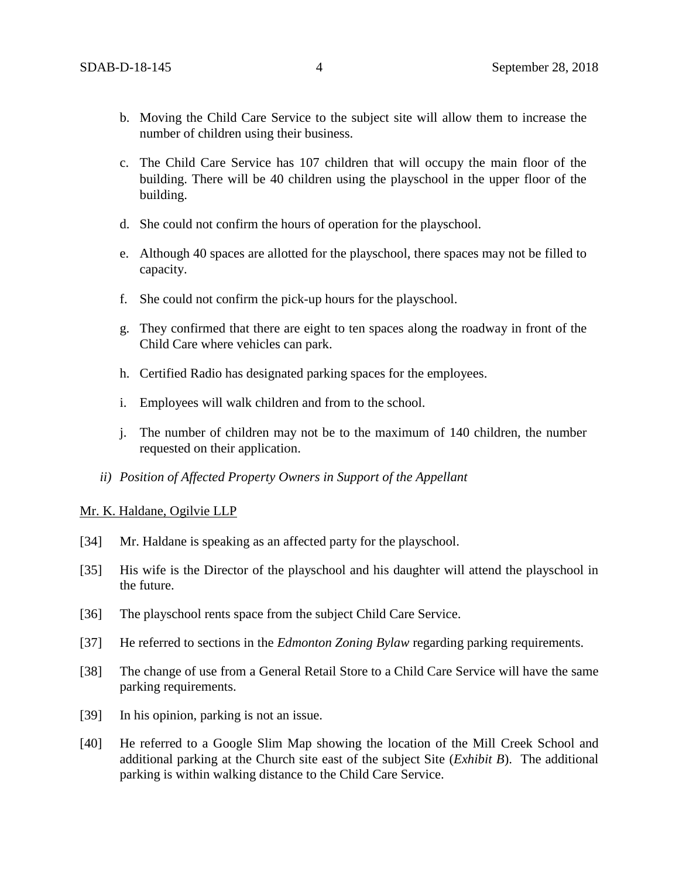b. Moving the Child Care Service to the subject site will allow them to increase the number of children using their business.

c. The Child Care Service has 107 children that will occupy the main floor of the building. There will be 40 children using the playschool in the upper floor of the building.

d. She could not confirm the hours of operation for the playschool.

e. Although 40 spaces are allotted for the playschool, there spaces may not be filled to capacity.

f. She could not confirm the pick-up hours for the playschool.

g. They confirmed that there are eight to ten spaces along the roadway in front of the Child Care where vehicles can park.

h. Certified Radio has designated parking spaces for the employees.

i. Employees will walk children and from to the school.

j. The number of children may not be to the maximum of 140 children, the number requested on their application.

*ii) Position of Affected Property Owners in Support of the Appellant*

Mr. K. Haldane, Ogilvie LLP

[34] Mr. Haldane is speaking as an affected party for the playschool.

[35] His wife is the Director of the playschool and his daughter will attend the playschool in the future.

[36] The playschool rents space from the subject Child Care Service.

[37] He referred to sections in the *Edmonton Zoning Bylaw* regarding parking requirements.

[38] The change of use from a General Retail Store to a Child Care Service will have the same parking requirements.

[39] In his opinion, parking is not an issue.

[40] He referred to a Google Slim Map showing the location of the Mill Creek School and additional parking at the Church site east of the subject Site (*Exhibit B*). The additional parking is within walking distance to the Child Care Service.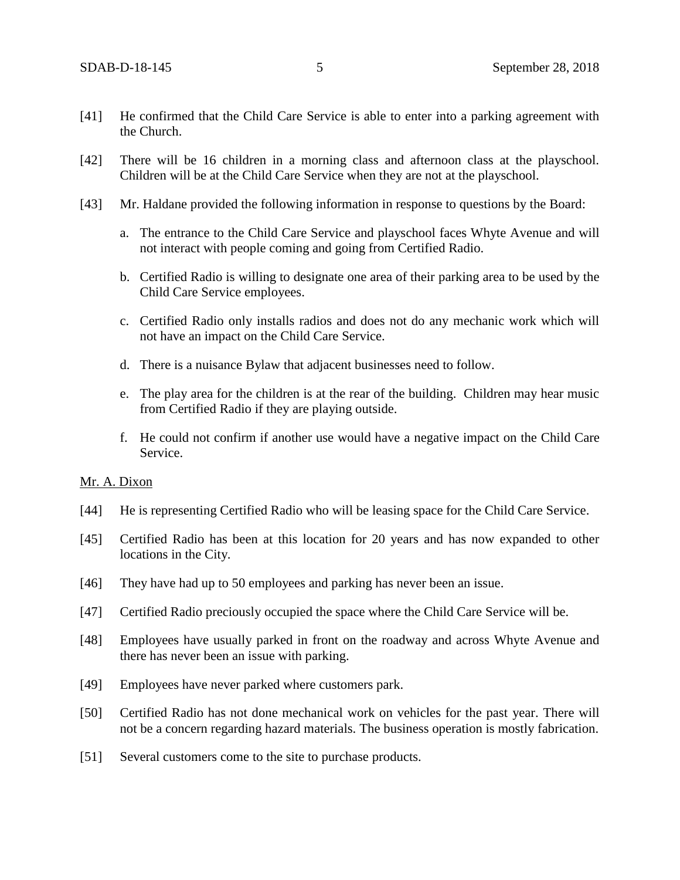[41] He confirmed that the Child Care Service is able to enter into a parking agreement with the Church.

[42] There will be 16 children in a morning class and afternoon class at the playschool. Children will be at the Child Care Service when they are not at the playschool.

[43] Mr. Haldane provided the following information in response to questions by the Board:

a. The entrance to the Child Care Service and playschool faces Whyte Avenue and will not interact with people coming and going from Certified Radio.

b. Certified Radio is willing to designate one area of their parking area to be used by the Child Care Service employees.

c. Certified Radio only installs radios and does not do any mechanic work which will not have an impact on the Child Care Service.

d. There is a nuisance Bylaw that adjacent businesses need to follow.

e. The play area for the children is at the rear of the building. Children may hear music from Certified Radio if they are playing outside.

f. He could not confirm if another use would have a negative impact on the Child Care Service.

<u>Mr. A. Dixon</u>

[44] He is representing Certified Radio who will be leasing space for the Child Care Service.

[45] Certified Radio has been at this location for 20 years and has now expanded to other locations in the City.

[46] They have had up to 50 employees and parking has never been an issue.

[47] Certified Radio preciously occupied the space where the Child Care Service will be.

[48] Employees have usually parked in front on the roadway and across Whyte Avenue and there has never been an issue with parking.

[49] Employees have never parked where customers park.

[50] Certified Radio has not done mechanical work on vehicles for the past year. There will not be a concern regarding hazard materials. The business operation is mostly fabrication.

[51] Several customers come to the site to purchase products.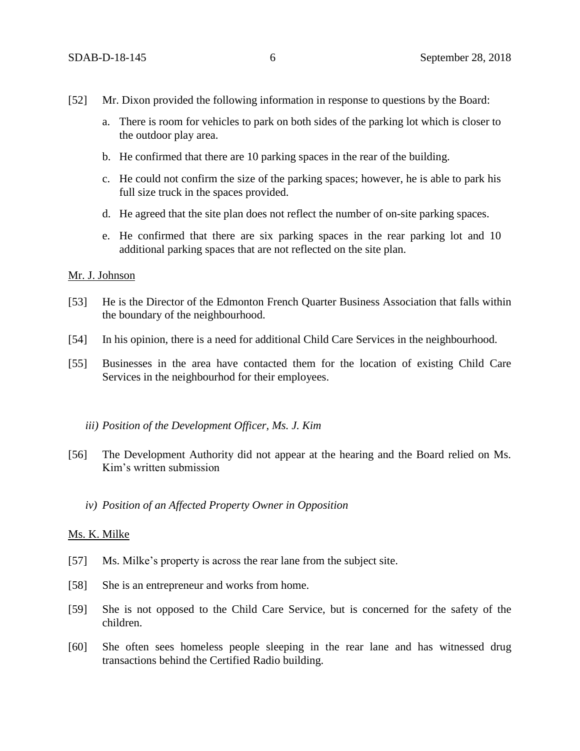[52] Mr. Dixon provided the following information in response to questions by the Board:

a. There is room for vehicles to park on both sides of the parking lot which is closer to the outdoor play area.

b. He confirmed that there are 10 parking spaces in the rear of the building.

c. He could not confirm the size of the parking spaces; however, he is able to park his full size truck in the spaces provided.

d. He agreed that the site plan does not reflect the number of on-site parking spaces.

e. He confirmed that there are six parking spaces in the rear parking lot and 10 additional parking spaces that are not reflected on the site plan.

<u>Mr. J. Johnson</u>

[53] He is the Director of the Edmonton French Quarter Business Association that falls within the boundary of the neighbourhood.

[54] In his opinion, there is a need for additional Child Care Services in the neighbourhood.

[55] Businesses in the area have contacted them for the location of existing Child Care Services in the neighbourhod for their employees.

*iii) Position of the Development Officer, Ms. J. Kim*

[56] The Development Authority did not appear at the hearing and the Board relied on Ms. Kim's written submission

*iv) Position of an Affected Property Owner in Opposition*

<u>Ms. K. Milke</u>

[57] Ms. Milke's property is across the rear lane from the subject site.

[58] She is an entrepreneur and works from home.

[59] She is not opposed to the Child Care Service, but is concerned for the safety of the children.

[60] She often sees homeless people sleeping in the rear lane and has witnessed drug transactions behind the Certified Radio building.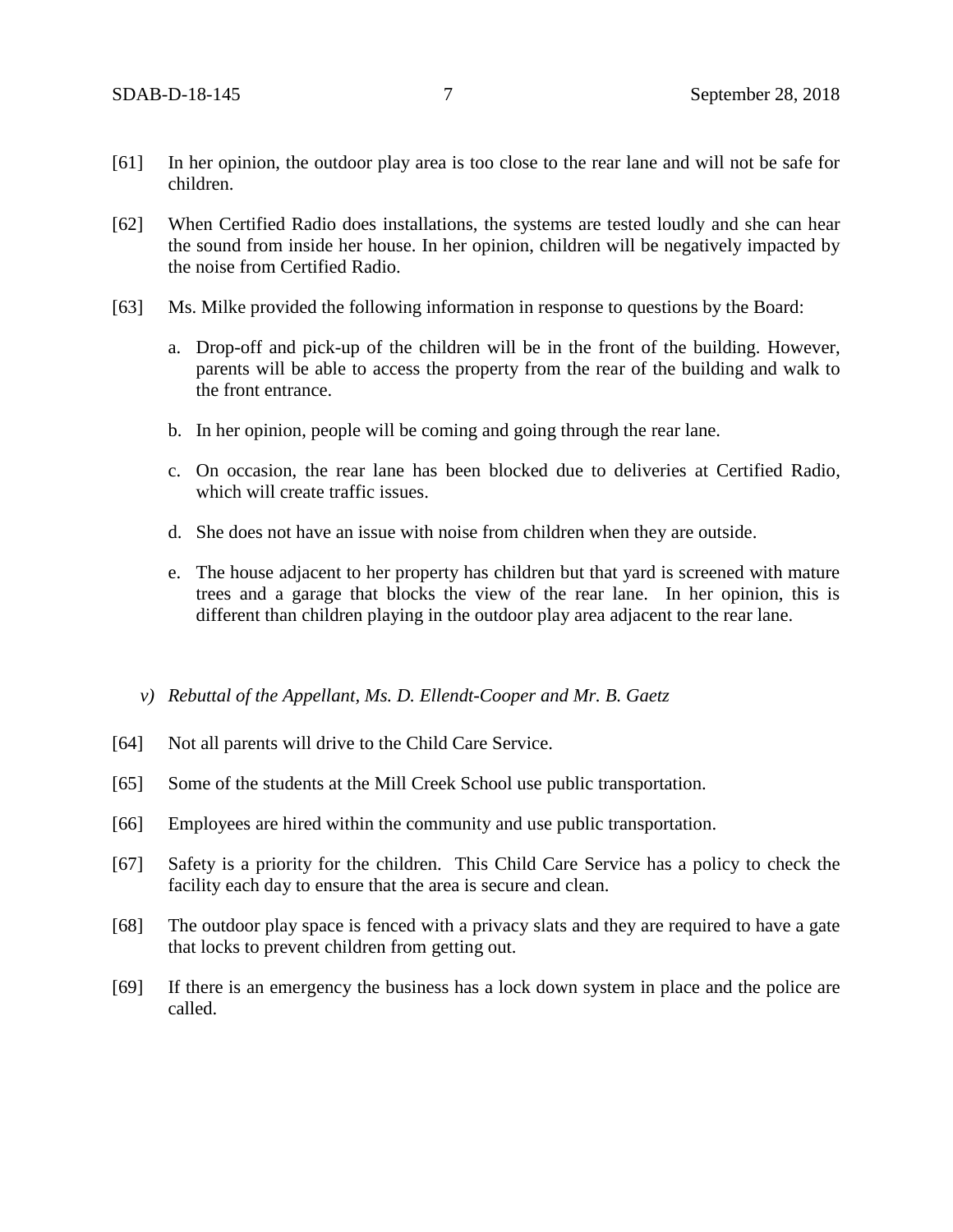[61] In her opinion, the outdoor play area is too close to the rear lane and will not be safe for children.

[62] When Certified Radio does installations, the systems are tested loudly and she can hear the sound from inside her house. In her opinion, children will be negatively impacted by the noise from Certified Radio.

[63] Ms. Milke provided the following information in response to questions by the Board:

a. Drop-off and pick-up of the children will be in the front of the building. However, parents will be able to access the property from the rear of the building and walk to the front entrance.

b. In her opinion, people will be coming and going through the rear lane.

c. On occasion, the rear lane has been blocked due to deliveries at Certified Radio, which will create traffic issues.

d. She does not have an issue with noise from children when they are outside.

e. The house adjacent to her property has children but that yard is screened with mature trees and a garage that blocks the view of the rear lane. In her opinion, this is different than children playing in the outdoor play area adjacent to the rear lane.

*v) Rebuttal of the Appellant, Ms. D. Ellendt-Cooper and Mr. B. Gaetz*

[64] Not all parents will drive to the Child Care Service.

[65] Some of the students at the Mill Creek School use public transportation.

[66] Employees are hired within the community and use public transportation.

[67] Safety is a priority for the children. This Child Care Service has a policy to check the facility each day to ensure that the area is secure and clean.

[68] The outdoor play space is fenced with a privacy slats and they are required to have a gate that locks to prevent children from getting out.

[69] If there is an emergency the business has a lock down system in place and the police are called.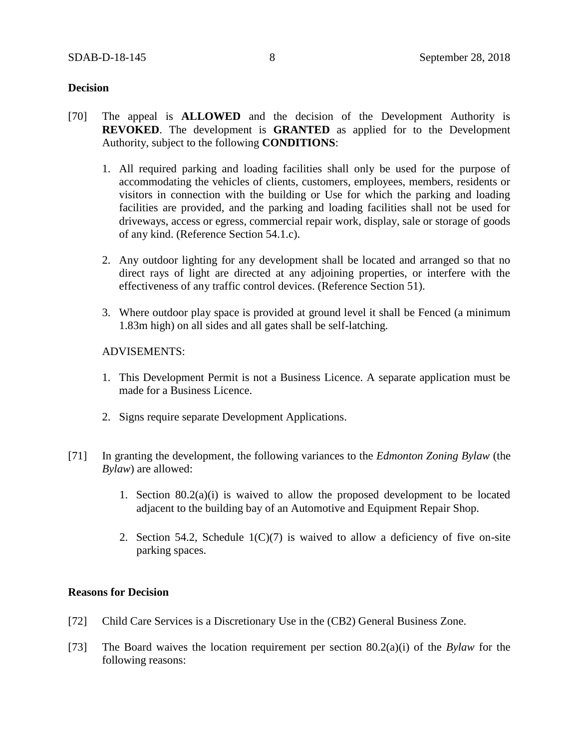**Decision**

[70] The appeal is **ALLOWED** and the decision of the Development Authority is **REVOKED**. The development is **GRANTED** as applied for to the Development Authority, subject to the following **CONDITIONS**:

1. All required parking and loading facilities shall only be used for the purpose of accommodating the vehicles of clients, customers, employees, members, residents or visitors in connection with the building or Use for which the parking and loading facilities are provided, and the parking and loading facilities shall not be used for driveways, access or egress, commercial repair work, display, sale or storage of goods of any kind. (Reference Section 54.1.c).

2. Any outdoor lighting for any development shall be located and arranged so that no direct rays of light are directed at any adjoining properties, or interfere with the effectiveness of any traffic control devices. (Reference Section 51).

3. Where outdoor play space is provided at ground level it shall be Fenced (a minimum 1.83m high) on all sides and all gates shall be self-latching.

ADVISEMENTS:

1. This Development Permit is not a Business Licence. A separate application must be made for a Business Licence.

2. Signs require separate Development Applications.

[71] In granting the development, the following variances to the *Edmonton Zoning Bylaw* (the *Bylaw*) are allowed:

1. Section 80.2(a)(i) is waived to allow the proposed development to be located adjacent to the building bay of an Automotive and Equipment Repair Shop.

2. Section 54.2, Schedule 1(C)(7) is waived to allow a deficiency of five on-site parking spaces.

**Reasons for Decision**

[72] Child Care Services is a Discretionary Use in the (CB2) General Business Zone.

[73] The Board waives the location requirement per section 80.2(a)(i) of the *Bylaw* for the following reasons: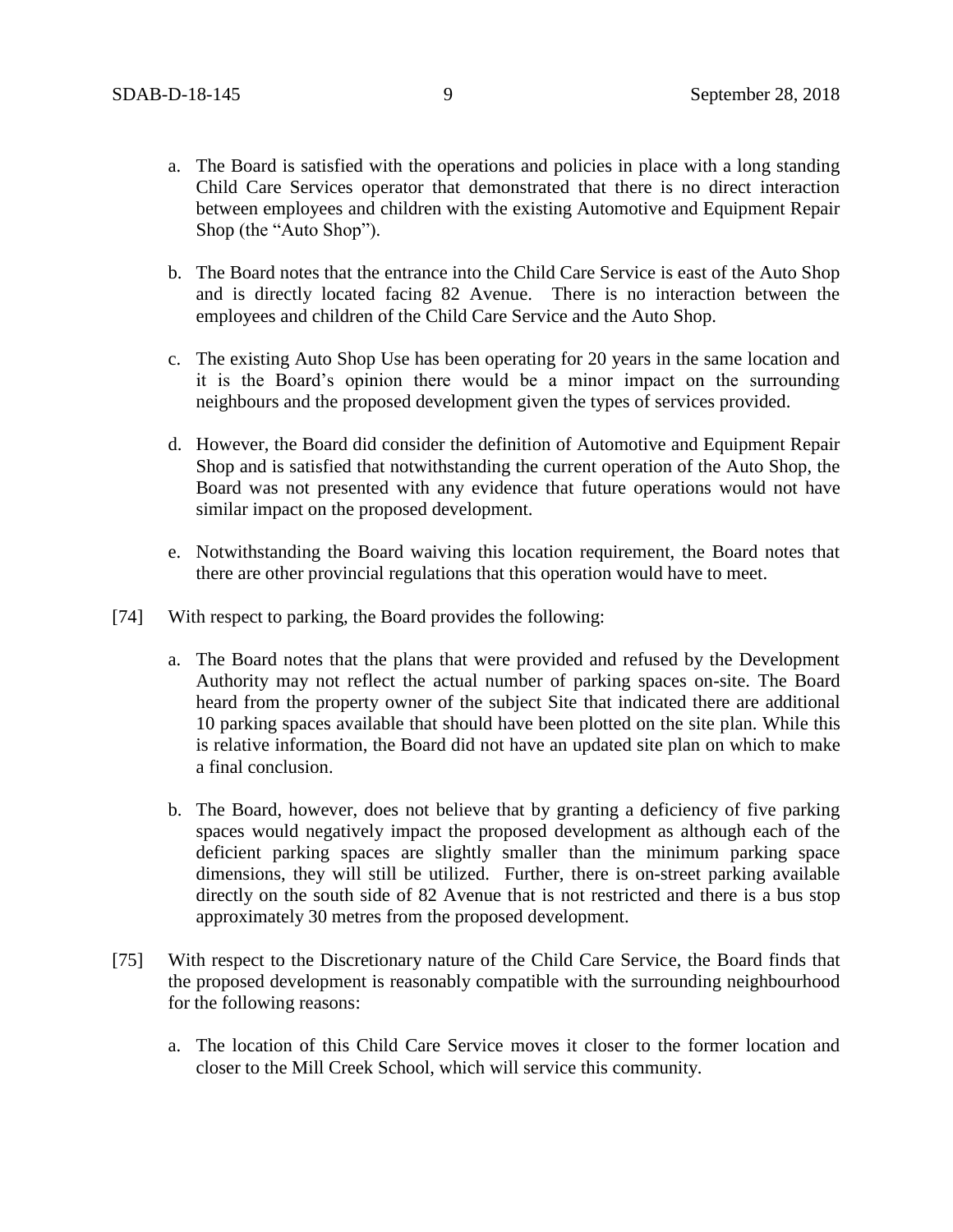a. The Board is satisfied with the operations and policies in place with a long standing Child Care Services operator that demonstrated that there is no direct interaction between employees and children with the existing Automotive and Equipment Repair Shop (the "Auto Shop").

b. The Board notes that the entrance into the Child Care Service is east of the Auto Shop and is directly located facing 82 Avenue. There is no interaction between the employees and children of the Child Care Service and the Auto Shop.

c. The existing Auto Shop Use has been operating for 20 years in the same location and it is the Board's opinion there would be a minor impact on the surrounding neighbours and the proposed development given the types of services provided.

d. However, the Board did consider the definition of Automotive and Equipment Repair Shop and is satisfied that notwithstanding the current operation of the Auto Shop, the Board was not presented with any evidence that future operations would not have similar impact on the proposed development.

e. Notwithstanding the Board waiving this location requirement, the Board notes that there are other provincial regulations that this operation would have to meet.

[74] With respect to parking, the Board provides the following:

a. The Board notes that the plans that were provided and refused by the Development Authority may not reflect the actual number of parking spaces on-site. The Board heard from the property owner of the subject Site that indicated there are additional 10 parking spaces available that should have been plotted on the site plan. While this is relative information, the Board did not have an updated site plan on which to make a final conclusion.

b. The Board, however, does not believe that by granting a deficiency of five parking spaces would negatively impact the proposed development as although each of the deficient parking spaces are slightly smaller than the minimum parking space dimensions, they will still be utilized. Further, there is on-street parking available directly on the south side of 82 Avenue that is not restricted and there is a bus stop approximately 30 metres from the proposed development.

[75] With respect to the Discretionary nature of the Child Care Service, the Board finds that the proposed development is reasonably compatible with the surrounding neighbourhood for the following reasons:

a. The location of this Child Care Service moves it closer to the former location and closer to the Mill Creek School, which will service this community.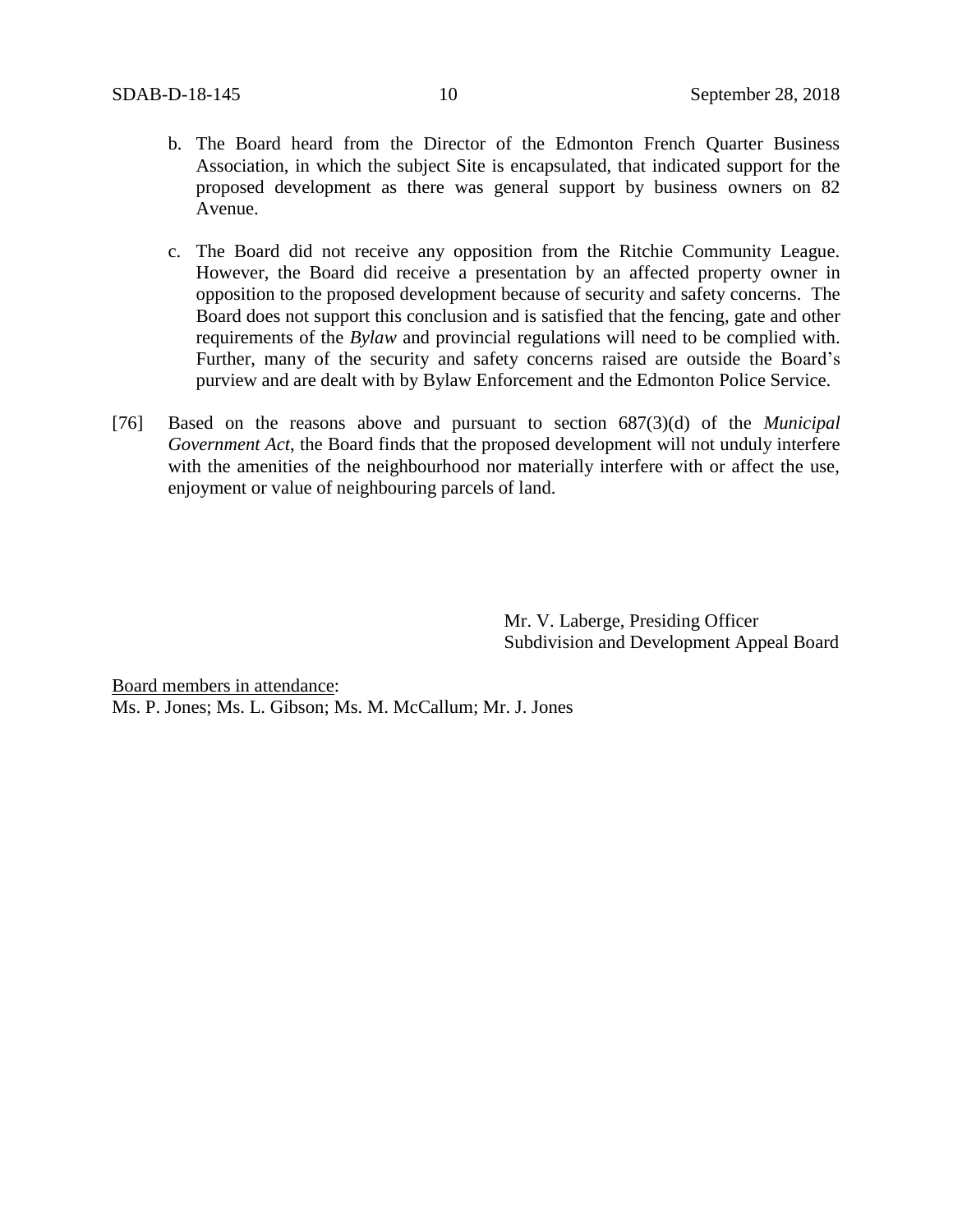b. The Board heard from the Director of the Edmonton French Quarter Business Association, in which the subject Site is encapsulated, that indicated support for the proposed development as there was general support by business owners on 82 Avenue.

c. The Board did not receive any opposition from the Ritchie Community League. However, the Board did receive a presentation by an affected property owner in opposition to the proposed development because of security and safety concerns. The Board does not support this conclusion and is satisfied that the fencing, gate and other requirements of the *Bylaw* and provincial regulations will need to be complied with. Further, many of the security and safety concerns raised are outside the Board's purview and are dealt with by Bylaw Enforcement and the Edmonton Police Service.

[76] Based on the reasons above and pursuant to section 687(3)(d) of the *Municipal Government Act*, the Board finds that the proposed development will not unduly interfere with the amenities of the neighbourhood nor materially interfere with or affect the use, enjoyment or value of neighbouring parcels of land.

Mr. V. Laberge, Presiding Officer
Subdivision and Development Appeal Board

Board members in attendance:
Ms. P. Jones; Ms. L. Gibson; Ms. M. McCallum; Mr. J. Jones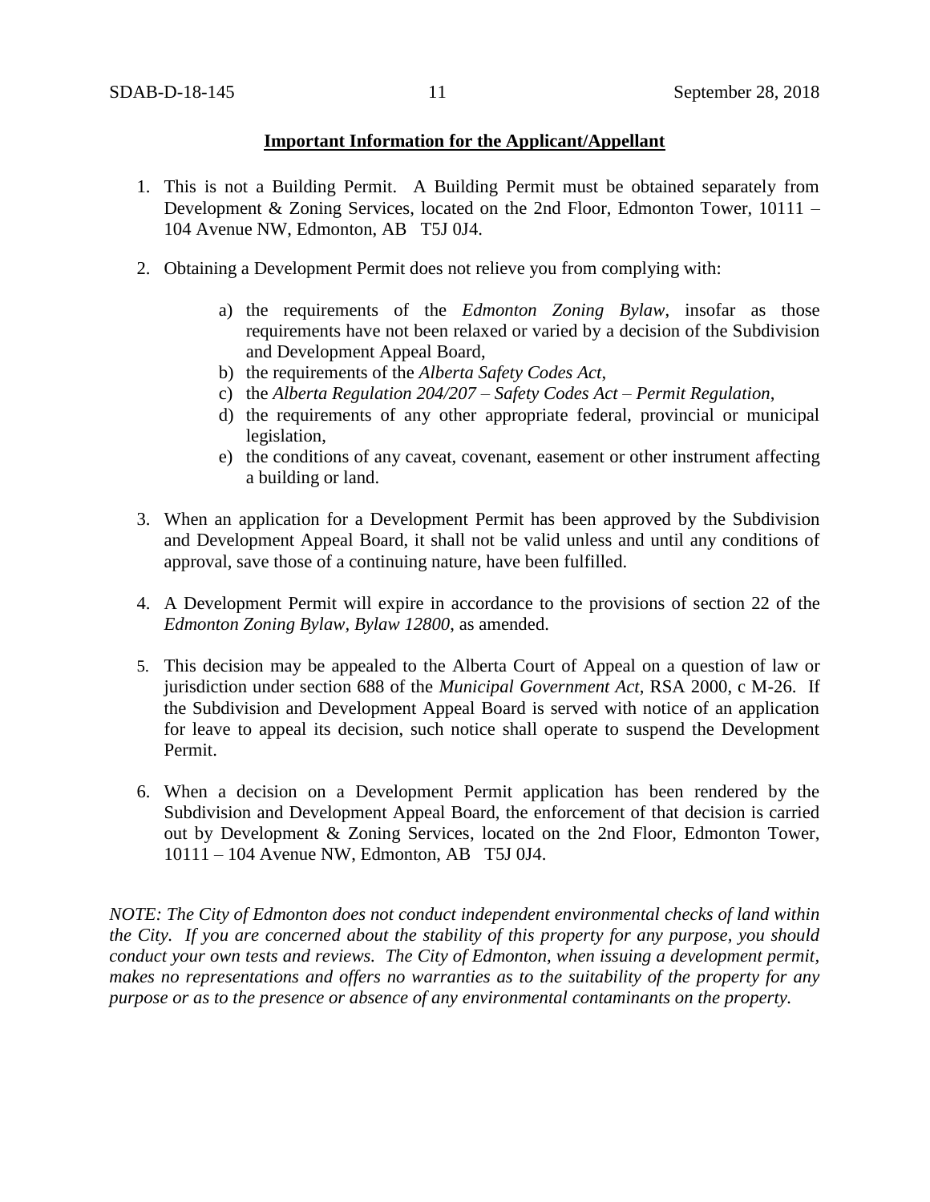**Important Information for the Applicant/Appellant**

1. This is not a Building Permit. A Building Permit must be obtained separately from Development & Zoning Services, located on the 2nd Floor, Edmonton Tower, 10111 – 104 Avenue NW, Edmonton, AB T5J 0J4.

2. Obtaining a Development Permit does not relieve you from complying with:

    a) the requirements of the *Edmonton Zoning Bylaw*, insofar as those requirements have not been relaxed or varied by a decision of the Subdivision and Development Appeal Board,
    b) the requirements of the *Alberta Safety Codes Act*,
    c) the *Alberta Regulation 204/207 – Safety Codes Act – Permit Regulation*,
    d) the requirements of any other appropriate federal, provincial or municipal legislation,
    e) the conditions of any caveat, covenant, easement or other instrument affecting a building or land.

3. When an application for a Development Permit has been approved by the Subdivision and Development Appeal Board, it shall not be valid unless and until any conditions of approval, save those of a continuing nature, have been fulfilled.

4. A Development Permit will expire in accordance to the provisions of section 22 of the *Edmonton Zoning Bylaw, Bylaw 12800*, as amended.

5. This decision may be appealed to the Alberta Court of Appeal on a question of law or jurisdiction under section 688 of the *Municipal Government Act*, RSA 2000, c M-26. If the Subdivision and Development Appeal Board is served with notice of an application for leave to appeal its decision, such notice shall operate to suspend the Development Permit.

6. When a decision on a Development Permit application has been rendered by the Subdivision and Development Appeal Board, the enforcement of that decision is carried out by Development & Zoning Services, located on the 2nd Floor, Edmonton Tower, 10111 – 104 Avenue NW, Edmonton, AB T5J 0J4.

*NOTE: The City of Edmonton does not conduct independent environmental checks of land within the City. If you are concerned about the stability of this property for any purpose, you should conduct your own tests and reviews. The City of Edmonton, when issuing a development permit, makes no representations and offers no warranties as to the suitability of the property for any purpose or as to the presence or absence of any environmental contaminants on the property.*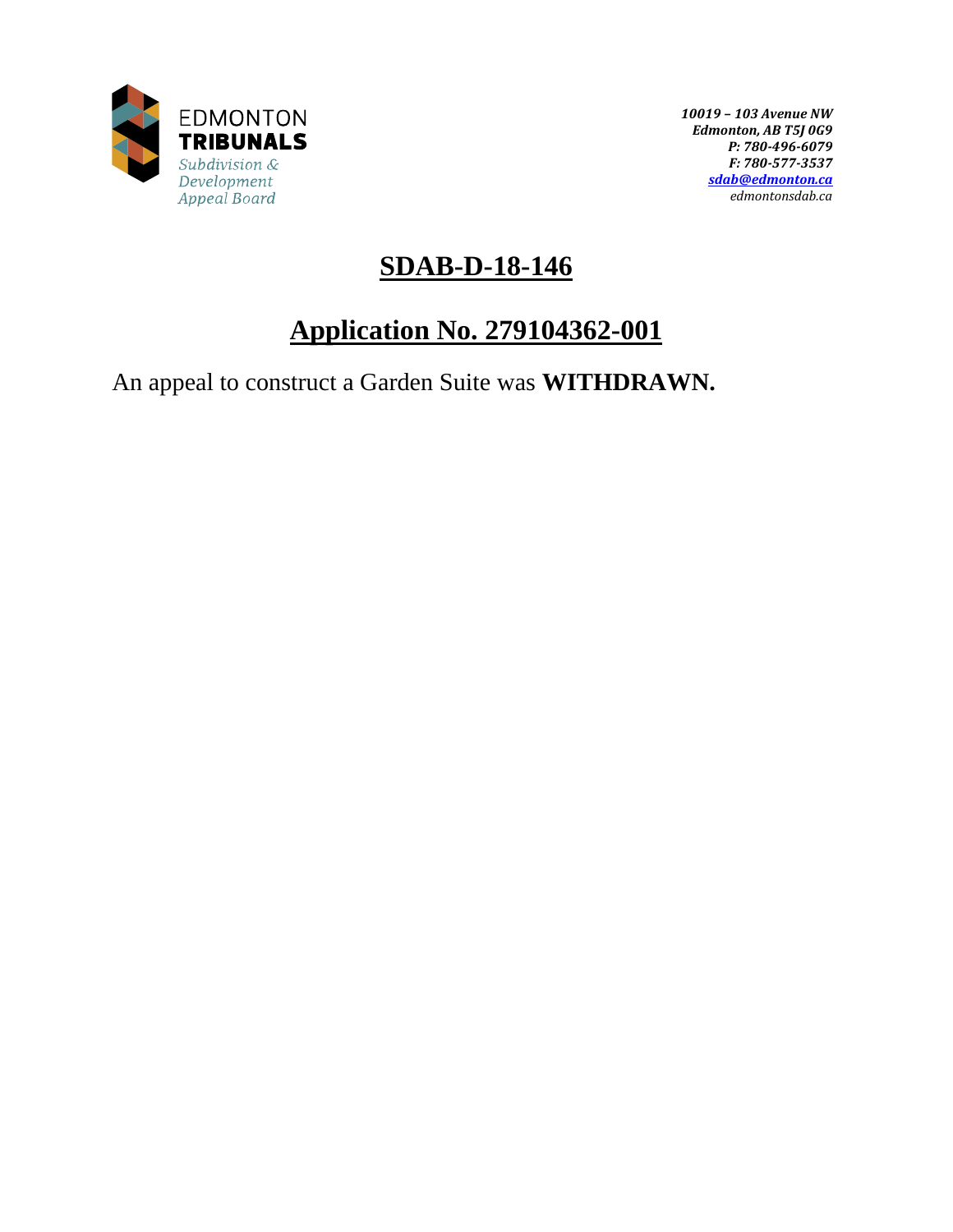EDMONTON
**TRIBUNALS**
*Subdivision & Development Appeal Board*

***10019 – 103 Avenue NW***
***Edmonton, AB T5J 0G9***
***P: 780-496-6079***
***F: 780-577-3537***
***sdab@edmonton.ca***
*edmontonsdab.ca*

# SDAB-D-18-146

## Application No. 279104362-001

An appeal to construct a Garden Suite was **WITHDRAWN.**